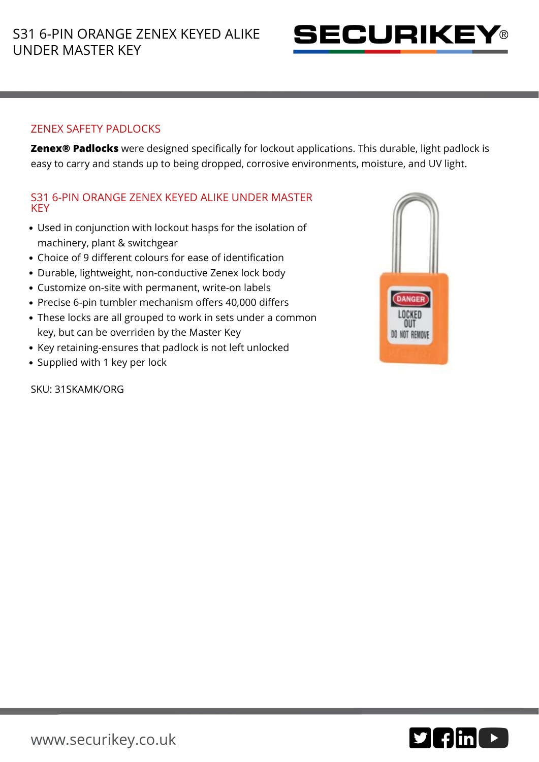# S31 6-PIN ORANGE ZENEX KEYED ALIKE UNDER MASTER KEY

## ZENEX SAFETY PADLOCKS

**Zenex® Padlocks** were designed specifically for lockout applications. This durable, light padlock is easy to carry and stands up to being dropped, corrosive environments, moisture, and UV light.

## S31 6-PIN ORANGE ZENEX KEYED ALIKE UNDER MASTER KEY

- Used in conjunction with lockout hasps for the isolation of machinery, plant & switchgear
- Choice of 9 different colours for ease of identification
- Durable, lightweight, non-conductive Zenex lock body
- Customize on-site with permanent, write-on labels
- Precise 6-pin tumbler mechanism offers 40,000 differs
- These locks are all grouped to work in sets under a common key, but can be overriden by the Master Key
- Key retaining-ensures that padlock is not left unlocked
- Supplied with 1 key per lock

SKU: 31SKAMK/ORG

www.securikey.co.uk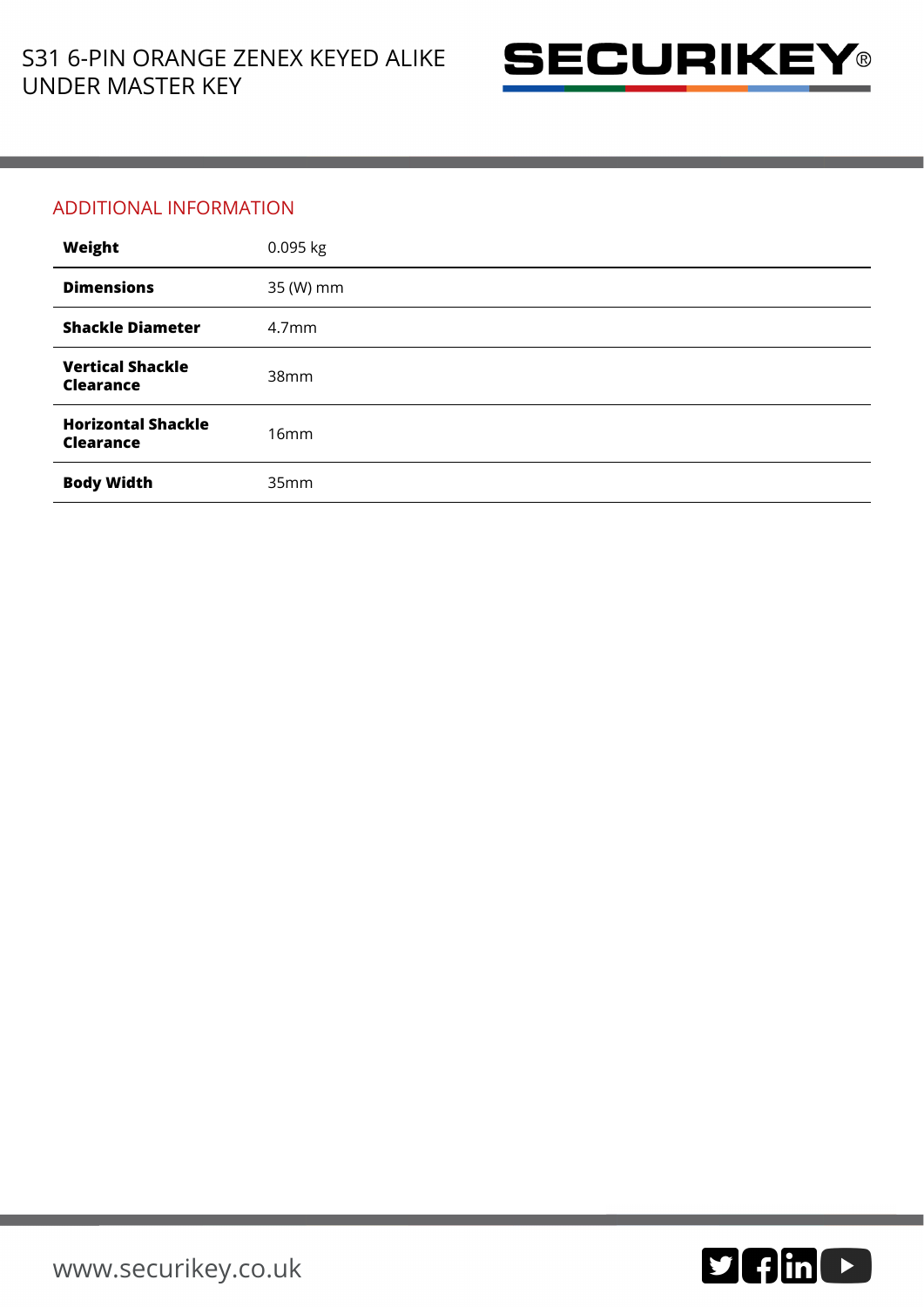## ADDITIONAL INFORMATION

| | |
|---|---|
| **Weight** | 0.095 kg |
| **Dimensions** | 35 (W) mm |
| **Shackle Diameter** | 4.7mm |
| **Vertical Shackle Clearance** | 38mm |
| **Horizontal Shackle Clearance** | 16mm |
| **Body Width** | 35mm |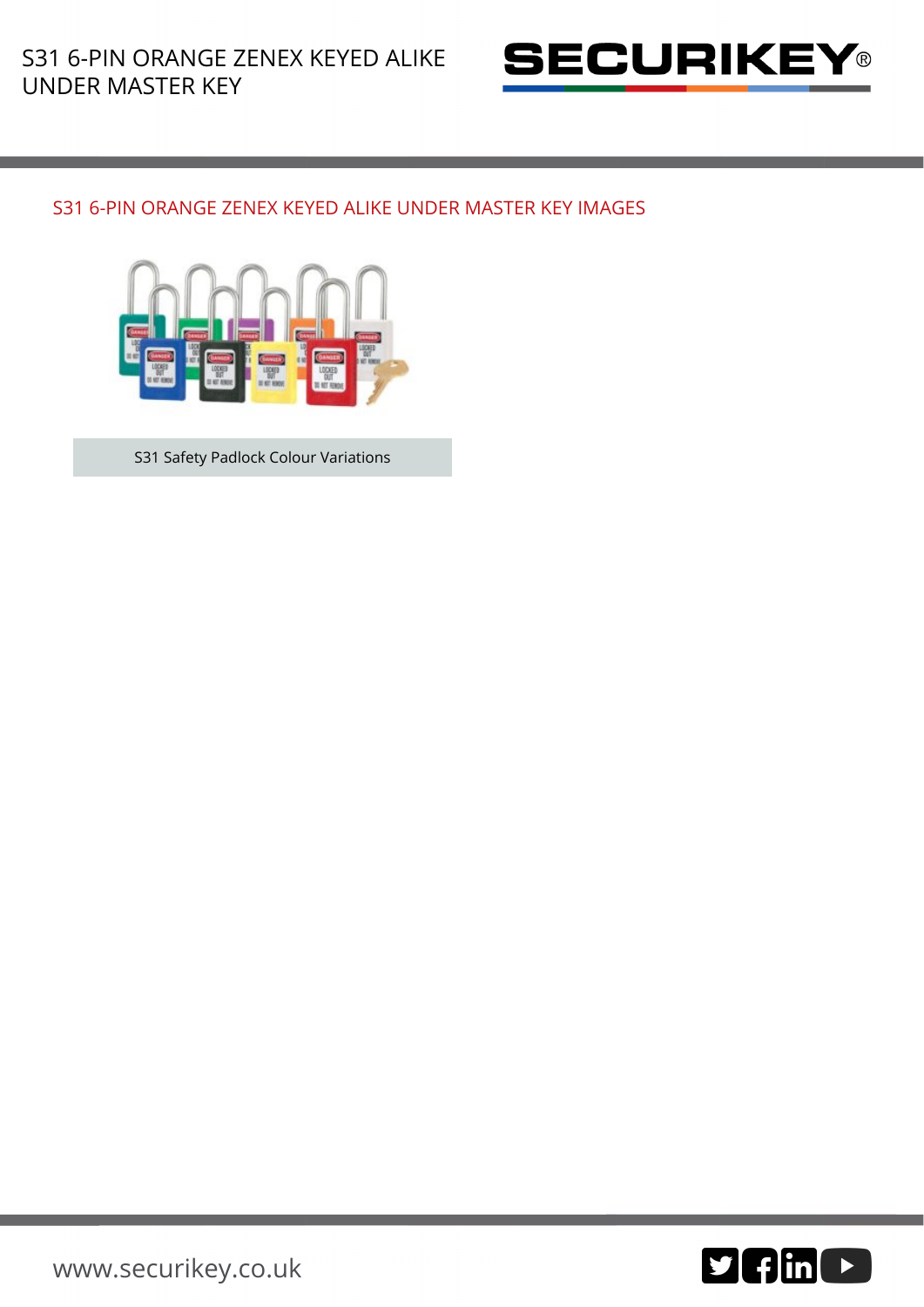## S31 6-PIN ORANGE ZENEX KEYED ALIKE UNDER MASTER KEY IMAGES

S31 Safety Padlock Colour Variations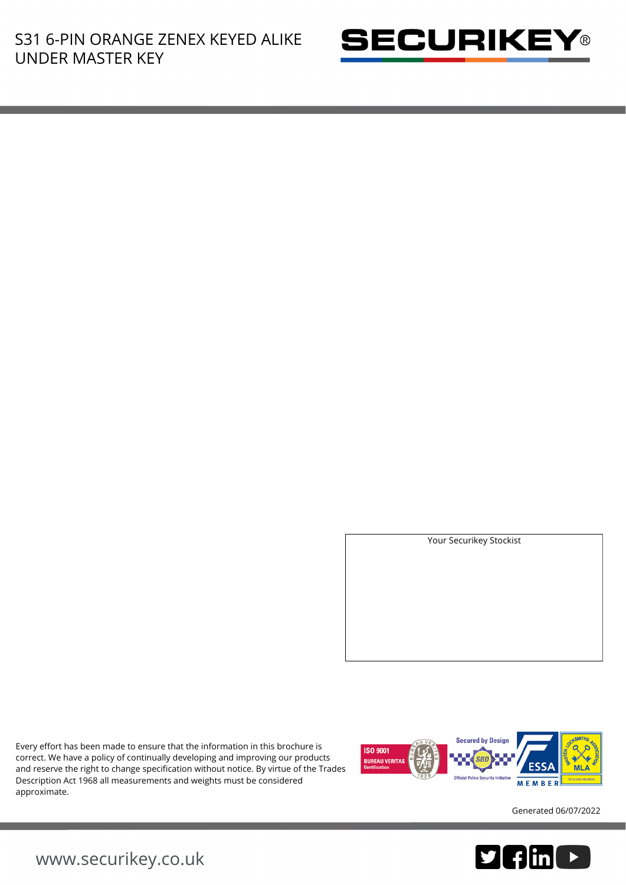# S31 6-PIN ORANGE ZENEX KEYED ALIKE UNDER MASTER KEY

SECURIKEY®

Your Securikey Stockist

Every effort has been made to ensure that the information in this brochure is correct. We have a policy of continually developing and improving our products and reserve the right to change specification without notice. By virtue of the Trades Description Act 1968 all measurements and weights must be considered approximate.

Generated 06/07/2022

www.securikey.co.uk